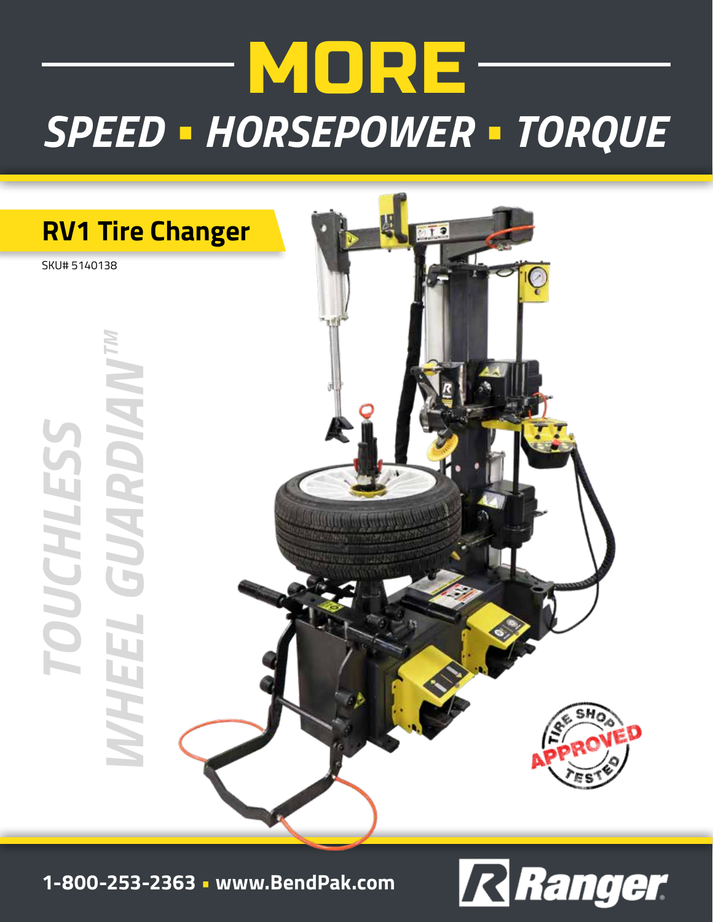# MORE

## *SPEED ▪ HORSEPOWER ▪ TORQUE*

## RV1 Tire Changer

SKU# 5140138

*TOUCHLESS WHEEL GUARDIAN™*

TIRE SHOP APPROVED TESTED

1-800-253-2363 ▪ www.BendPak.com

Ranger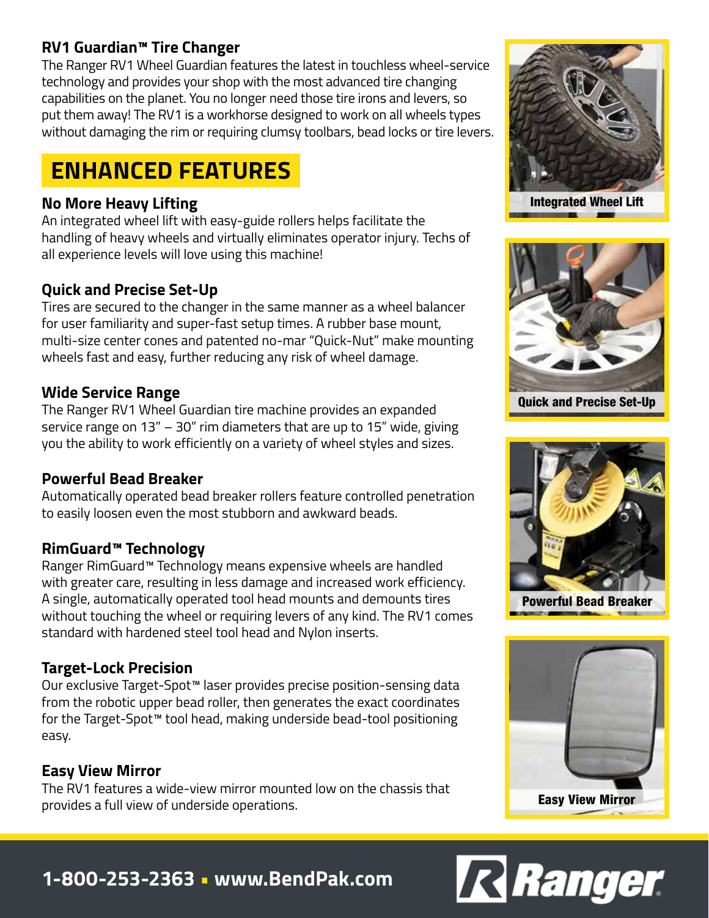## RV1 Guardian™ Tire Changer

The Ranger RV1 Wheel Guardian features the latest in touchless wheel-service technology and provides your shop with the most advanced tire changing capabilities on the planet. You no longer need those tire irons and levers, so put them away! The RV1 is a workhorse designed to work on all wheels types without damaging the rim or requiring clumsy toolbars, bead locks or tire levers.

# ENHANCED FEATURES

### No More Heavy Lifting

An integrated wheel lift with easy-guide rollers helps facilitate the handling of heavy wheels and virtually eliminates operator injury. Techs of all experience levels will love using this machine!

### Quick and Precise Set-Up

Tires are secured to the changer in the same manner as a wheel balancer for user familiarity and super-fast setup times. A rubber base mount, multi-size center cones and patented no-mar "Quick-Nut" make mounting wheels fast and easy, further reducing any risk of wheel damage.

### Wide Service Range

The Ranger RV1 Wheel Guardian tire machine provides an expanded service range on 13" – 30" rim diameters that are up to 15" wide, giving you the ability to work efficiently on a variety of wheel styles and sizes.

### Powerful Bead Breaker

Automatically operated bead breaker rollers feature controlled penetration to easily loosen even the most stubborn and awkward beads.

### RimGuard™ Technology

Ranger RimGuard™ Technology means expensive wheels are handled with greater care, resulting in less damage and increased work efficiency. A single, automatically operated tool head mounts and demounts tires without touching the wheel or requiring levers of any kind. The RV1 comes standard with hardened steel tool head and Nylon inserts.

### Target-Lock Precision

Our exclusive Target-Spot™ laser provides precise position-sensing data from the robotic upper bead roller, then generates the exact coordinates for the Target-Spot™ tool head, making underside bead-tool positioning easy.

### Easy View Mirror

The RV1 features a wide-view mirror mounted low on the chassis that provides a full view of underside operations.

Integrated Wheel Lift

Quick and Precise Set-Up

Powerful Bead Breaker

Easy View Mirror

**1-800-253-2363 ▪ www.BendPak.com**

Ranger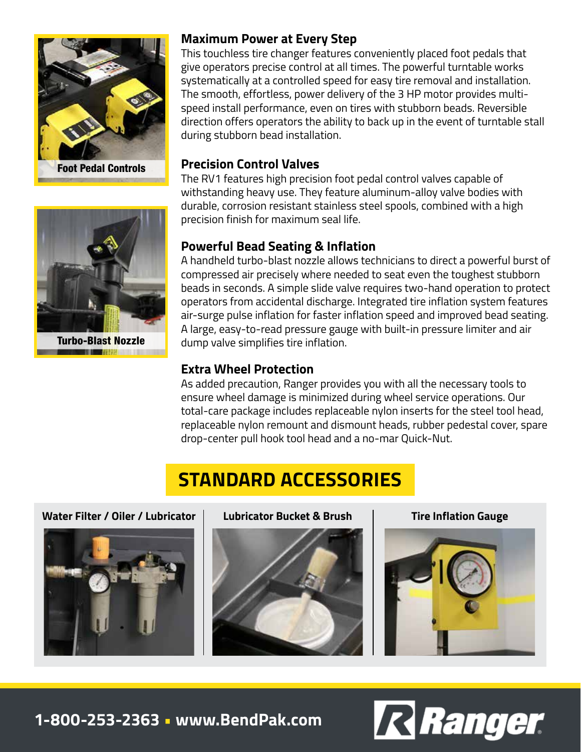Foot Pedal Controls

Turbo-Blast Nozzle

### Maximum Power at Every Step

This touchless tire changer features conveniently placed foot pedals that give operators precise control at all times. The powerful turntable works systematically at a controlled speed for easy tire removal and installation. The smooth, effortless, power delivery of the 3 HP motor provides multi-speed install performance, even on tires with stubborn beads. Reversible direction offers operators the ability to back up in the event of turntable stall during stubborn bead installation.

### Precision Control Valves

The RV1 features high precision foot pedal control valves capable of withstanding heavy use. They feature aluminum-alloy valve bodies with durable, corrosion resistant stainless steel spools, combined with a high precision finish for maximum seal life.

### Powerful Bead Seating & Inflation

A handheld turbo-blast nozzle allows technicians to direct a powerful burst of compressed air precisely where needed to seat even the toughest stubborn beads in seconds. A simple slide valve requires two-hand operation to protect operators from accidental discharge. Integrated tire inflation system features air-surge pulse inflation for faster inflation speed and improved bead seating. A large, easy-to-read pressure gauge with built-in pressure limiter and air dump valve simplifies tire inflation.

### Extra Wheel Protection

As added precaution, Ranger provides you with all the necessary tools to ensure wheel damage is minimized during wheel service operations. Our total-care package includes replaceable nylon inserts for the steel tool head, replaceable nylon remount and dismount heads, rubber pedestal cover, spare drop-center pull hook tool head and a no-mar Quick-Nut.

## STANDARD ACCESSORIES

**Water Filter / Oiler / Lubricator**

**Lubricator Bucket & Brush**

**Tire Inflation Gauge**

1-800-253-2363 ▪ www.BendPak.com

Ranger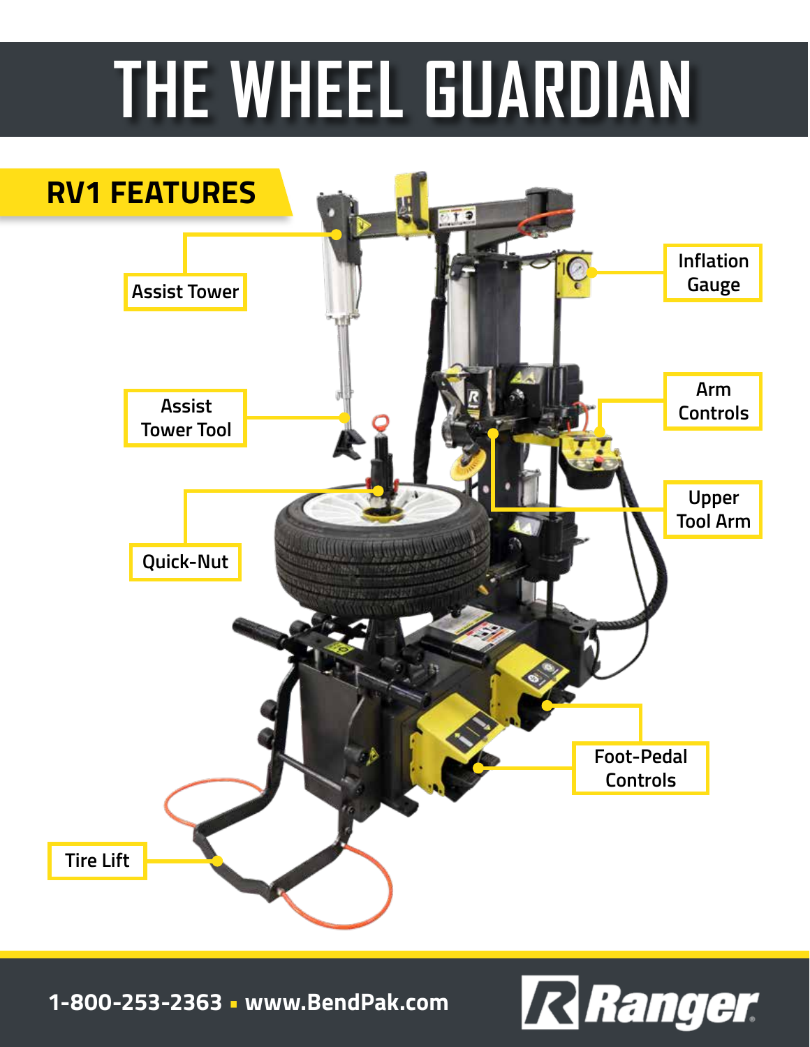# THE WHEEL GUARDIAN

## RV1 FEATURES

- Assist Tower
- Assist Tower Tool
- Quick-Nut
- Tire Lift
- Inflation Gauge
- Arm Controls
- Upper Tool Arm
- Foot-Pedal Controls

1-800-253-2363 ▪ www.BendPak.com

Ranger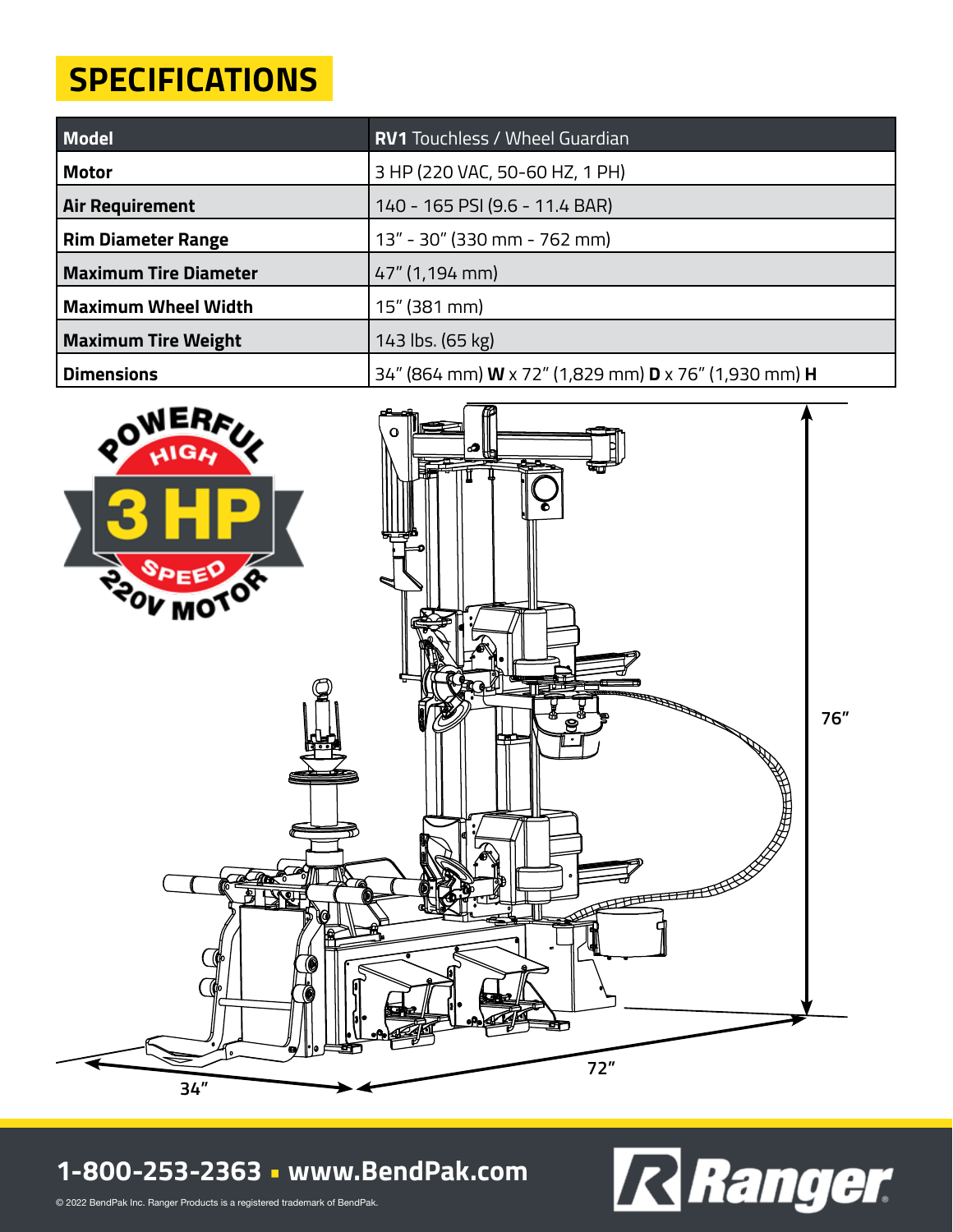## SPECIFICATIONS

| Model | **RV1** Touchless / Wheel Guardian |
|---|---|
| Motor | 3 HP (220 VAC, 50-60 HZ, 1 PH) |
| Air Requirement | 140 - 165 PSI (9.6 - 11.4 BAR) |
| Rim Diameter Range | 13″ - 30″ (330 mm - 762 mm) |
| Maximum Tire Diameter | 47″ (1,194 mm) |
| Maximum Wheel Width | 15″ (381 mm) |
| Maximum Tire Weight | 143 lbs. (65 kg) |
| Dimensions | 34″ (864 mm) **W** x 72″ (1,829 mm) **D** x 76″ (1,930 mm) **H** |

POWERFUL HIGH 3 HP SPEED 220V MOTOR

76″

72″

34″

1-800-253-2363 ▪ www.BendPak.com

© 2022 BendPak Inc. Ranger Products is a registered trademark of BendPak.

Ranger